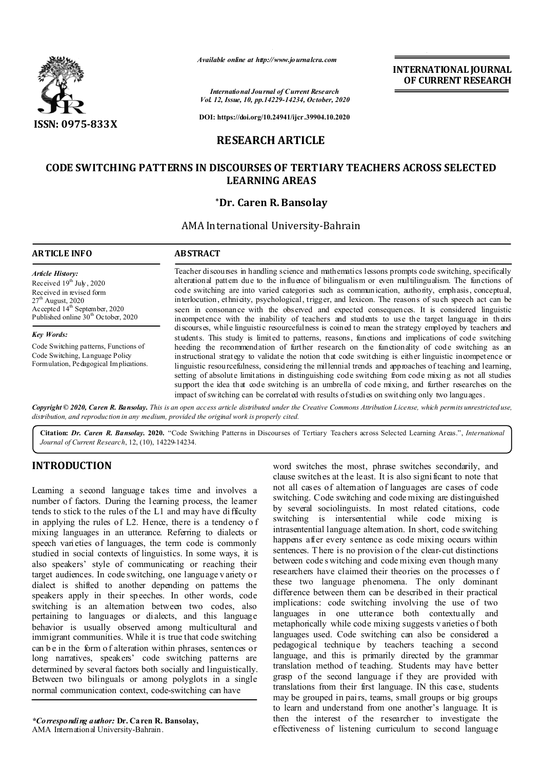Available online at http://www.journalcra.com

International Journal of Current Research
Vol. 12, Issue, 10, pp.14229-14234, October, 2020

DOI: https://doi.org/10.24941/ijcr.39904.10.2020

ISSN: 0975-833X

**INTERNATIONAL JOURNAL OF CURRENT RESEARCH**

## RESEARCH ARTICLE

# CODE SWITCHING PATTERNS IN DISCOURSES OF TERTIARY TEACHERS ACROSS SELECTED LEARNING AREAS

**\*Dr. Caren R. Bansolay**

AMA International University-Bahrain

### ARTICLE INFO

*Article History:*
Received 19th July, 2020
Received in revised form
27th August, 2020
Accepted 14th September, 2020
Published online 30th October, 2020

*Key Words:*
Code Switching patterns, Functions of Code Switching, Language Policy Formulation, Pedagogical Implications.

### ABSTRACT

Teacher discourses in handling science and mathematics lessons prompts code switching, specifically alterational pattern due to the influence of bilingualism or even multilingualism. The functions of code switching are into varied categories such as communication, authority, emphasis, conceptual, interlocution, ethnicity, psychological, trigger, and lexicon. The reasons of such speech act can be seen in consonance with the observed and expected consequences. It is considered linguistic incompetence with the inability of teachers and students to use the target language in theirs discourses, while linguistic resourcefulness is coined to mean the strategy employed by teachers and students. This study is limited to patterns, reasons, functions and implications of code switching heeding the recommendation of further research on the functionality of code switching as an instructional strategy to validate the notion that code switching is either linguistic incompetence or linguistic resourcefulness, considering the millennial trends and approaches of teaching and learning, setting of absolute limitations in distinguishing code switching from code mixing as not all studies support the idea that code switching is an umbrella of code mixing, and further researches on the impact of switching can be correlated with results of studies on switching only two languages.

*Copyright © 2020, Caren R. Bansolay. This is an open access article distributed under the Creative Commons Attribution License, which permits unrestricted use, distribution, and reproduction in any medium, provided the original work is properly cited.*

**Citation: *Dr. Caren R. Bansolay.* 2020.** "Code Switching Patterns in Discourses of Tertiary Teachers across Selected Learning Areas.", *International Journal of Current Research*, 12, (10), 14229-14234.

## INTRODUCTION

Learning a second language takes time and involves a number of factors. During the learning process, the learner tends to stick to the rules of the L1 and may have difficulty in applying the rules of L2. Hence, there is a tendency of mixing languages in an utterance. Referring to dialects or speech varieties of languages, the term code is commonly studied in social contexts of linguistics. In some ways, it is also speakers' style of communicating or reaching their target audiences. In code switching, one language variety or dialect is shifted to another depending on patterns the speakers apply in their speeches. In other words, code switching is an alternation between two codes, also pertaining to languages or dialects, and this language behavior is usually observed among multicultural and immigrant communities. While it is true that code switching can be in the form of alteration within phrases, sentences or long narratives, speakers' code switching patterns are determined by several factors both socially and linguistically. Between two bilinguals or among polyglots in a single normal communication context, code-switching can have word switches the most, phrase switches secondarily, and clause switches at the least. It is also significant to note that not all cases of alternation of languages are cases of code switching. Code switching and code mixing are distinguished by several sociolinguists. In most related citations, code switching is intersentential while code mixing is intrasentential language alternation. In short, code switching happens after every sentence as code mixing occurs within sentences. There is no provision of the clear-cut distinctions between code switching and code mixing even though many researchers have claimed their theories on the processes of these two language phenomena. The only dominant difference between them can be described in their practical implications: code switching involving the use of two languages in one utterance both contextually and metaphorically while code mixing suggests varieties of both languages used. Code switching can also be considered a pedagogical technique by teachers teaching a second language, and this is primarily directed by the grammar translation method of teaching. Students may have better grasp of the second language if they are provided with translations from their first language. IN this case, students may be grouped in pairs, teams, small groups or big groups to learn and understand from one another's language. It is then the interest of the researcher to investigate the effectiveness of listening curriculum to second language

*\*Corresponding author:* **Dr. Caren R. Bansolay,**
AMA International University-Bahrain.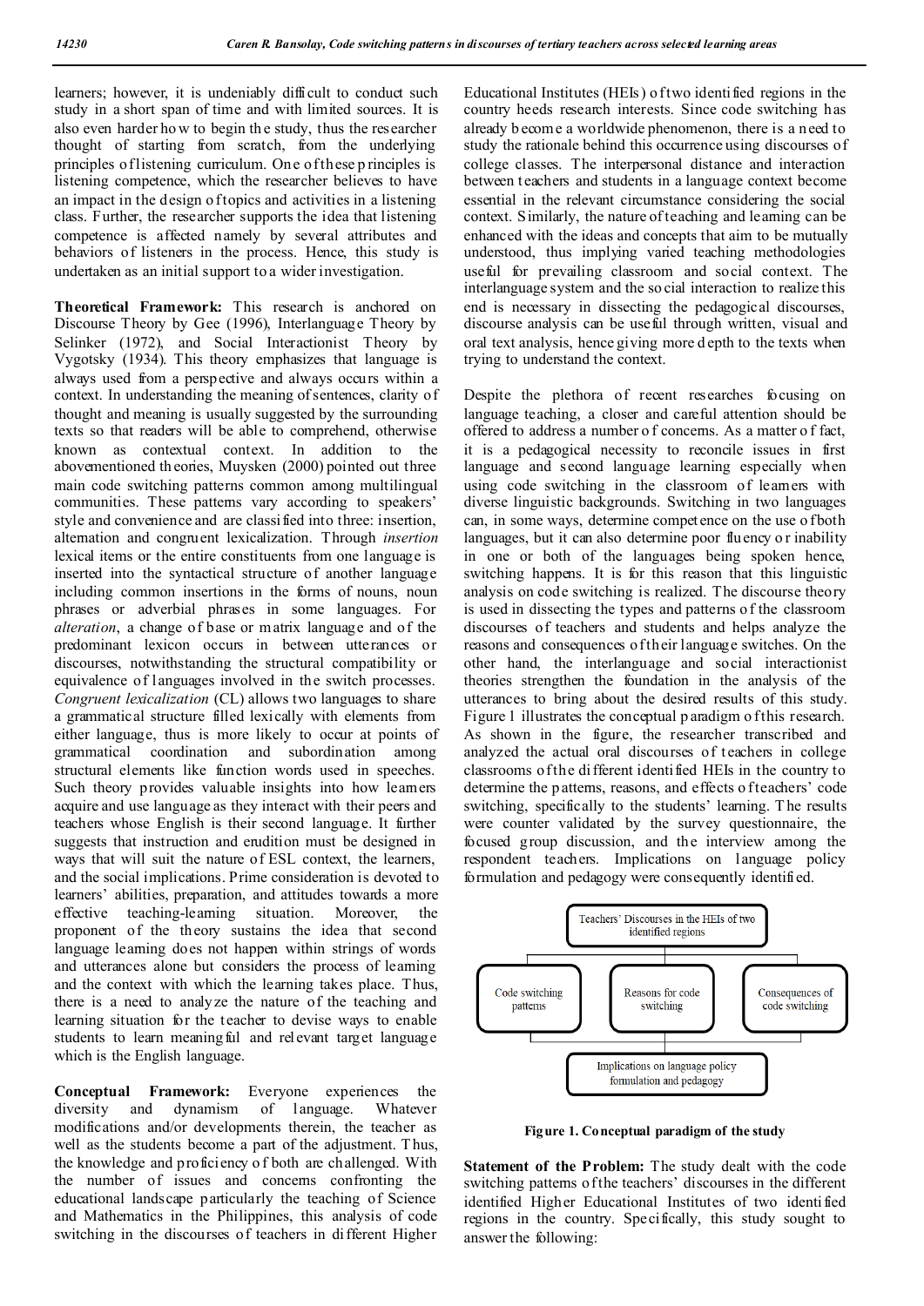learners; however, it is undeniably difficult to conduct such study in a short span of time and with limited sources. It is also even harder how to begin the study, thus the researcher thought of starting from scratch, from the underlying principles of listening curriculum. One of these principles is listening competence, which the researcher believes to have an impact in the design of topics and activities in a listening class. Further, the researcher supports the idea that listening competence is affected namely by several attributes and behaviors of listeners in the process. Hence, this study is undertaken as an initial support to a wider investigation.

**Theoretical Framework:** This research is anchored on Discourse Theory by Gee (1996), Interlanguage Theory by Selinker (1972), and Social Interactionist Theory by Vygotsky (1934). This theory emphasizes that language is always used from a perspective and always occurs within a context. In understanding the meaning of sentences, clarity of thought and meaning is usually suggested by the surrounding texts so that readers will be able to comprehend, otherwise known as contextual context. In addition to the abovementioned theories, Muysken (2000) pointed out three main code switching patterns common among multilingual communities. These patterns vary according to speakers' style and convenience and are classified into three: insertion, alternation and congruent lexicalization. Through *insertion* lexical items or the entire constituents from one language is inserted into the syntactical structure of another language including common insertions in the forms of nouns, noun phrases or adverbial phrases in some languages. For *alteration*, a change of base or matrix language and of the predominant lexicon occurs in between utterances or discourses, notwithstanding the structural compatibility or equivalence of languages involved in the switch processes. *Congruent lexicalization* (CL) allows two languages to share a grammatical structure filled lexically with elements from either language, thus is more likely to occur at points of grammatical coordination and subordination among structural elements like function words used in speeches. Such theory provides valuable insights into how learners acquire and use language as they interact with their peers and teachers whose English is their second language. It further suggests that instruction and erudition must be designed in ways that will suit the nature of ESL context, the learners, and the social implications. Prime consideration is devoted to learners' abilities, preparation, and attitudes towards a more effective teaching-learning situation. Moreover, the proponent of the theory sustains the idea that second language learning does not happen within strings of words and utterances alone but considers the process of learning and the context with which the learning takes place. Thus, there is a need to analyze the nature of the teaching and learning situation for the teacher to devise ways to enable students to learn meaningful and relevant target language which is the English language.

**Conceptual Framework:** Everyone experiences the diversity and dynamism of language. Whatever modifications and/or developments therein, the teacher as well as the students become a part of the adjustment. Thus, the knowledge and proficiency of both are challenged. With the number of issues and concerns confronting the educational landscape particularly the teaching of Science and Mathematics in the Philippines, this analysis of code switching in the discourses of teachers in different Higher Educational Institutes (HEIs) of two identified regions in the country heeds research interests. Since code switching has already become a worldwide phenomenon, there is a need to study the rationale behind this occurrence using discourses of college classes. The interpersonal distance and interaction between teachers and students in a language context become essential in the relevant circumstance considering the social context. Similarly, the nature of teaching and learning can be enhanced with the ideas and concepts that aim to be mutually understood, thus implying varied teaching methodologies useful for prevailing classroom and social context. The interlanguage system and the social interaction to realize this end is necessary in dissecting the pedagogical discourses, discourse analysis can be useful through written, visual and oral text analysis, hence giving more depth to the texts when trying to understand the context.

Despite the plethora of recent researches focusing on language teaching, a closer and careful attention should be offered to address a number of concerns. As a matter of fact, it is a pedagogical necessity to reconcile issues in first language and second language learning especially when using code switching in the classroom of learners with diverse linguistic backgrounds. Switching in two languages can, in some ways, determine competence on the use of both languages, but it can also determine poor fluency or inability in one or both of the languages being spoken hence, switching happens. It is for this reason that this linguistic analysis on code switching is realized. The discourse theory is used in dissecting the types and patterns of the classroom discourses of teachers and students and helps analyze the reasons and consequences of their language switches. On the other hand, the interlanguage and social interactionist theories strengthen the foundation in the analysis of the utterances to bring about the desired results of this study. Figure 1 illustrates the conceptual paradigm of this research. As shown in the figure, the researcher transcribed and analyzed the actual oral discourses of teachers in college classrooms of the different identified HEIs in the country to determine the patterns, reasons, and effects of teachers' code switching, specifically to the students' learning. The results were counter validated by the survey questionnaire, the focused group discussion, and the interview among the respondent teachers. Implications on language policy formulation and pedagogy were consequently identified.

Teachers' Discourses in the HEIs of two identified regions

Code switching patterns | Reasons for code switching | Consequences of code switching

Implications on language policy formulation and pedagogy

**Figure 1. Conceptual paradigm of the study**

**Statement of the Problem:** The study dealt with the code switching patterns of the teachers' discourses in the different identified Higher Educational Institutes of two identified regions in the country. Specifically, this study sought to answer the following: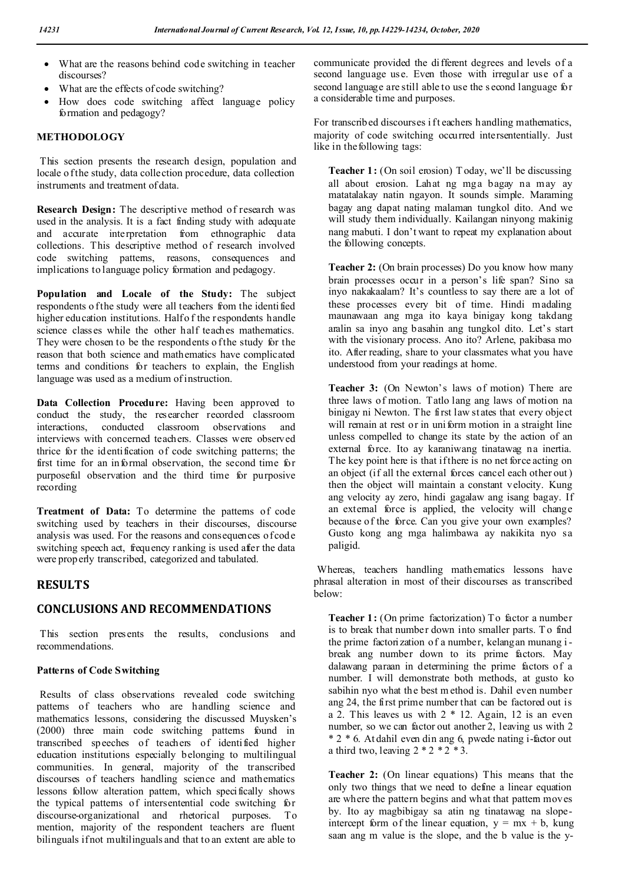- What are the reasons behind code switching in teacher discourses?
- What are the effects of code switching?
- How does code switching affect language policy formation and pedagogy?

## METHODOLOGY

This section presents the research design, population and locale of the study, data collection procedure, data collection instruments and treatment of data.

**Research Design:** The descriptive method of research was used in the analysis. It is a fact finding study with adequate and accurate interpretation from ethnographic data collections. This descriptive method of research involved code switching patterns, reasons, consequences and implications to language policy formation and pedagogy.

**Population and Locale of the Study:** The subject respondents of the study were all teachers from the identified higher education institutions. Half of the respondents handle science classes while the other half teaches mathematics. They were chosen to be the respondents of the study for the reason that both science and mathematics have complicated terms and conditions for teachers to explain, the English language was used as a medium of instruction.

**Data Collection Procedure:** Having been approved to conduct the study, the researcher recorded classroom interactions, conducted classroom observations and interviews with concerned teachers. Classes were observed thrice for the identification of code switching patterns; the first time for an informal observation, the second time for purposeful observation and the third time for purposive recording

**Treatment of Data:** To determine the patterns of code switching used by teachers in their discourses, discourse analysis was used. For the reasons and consequences of code switching speech act, frequency ranking is used after the data were properly transcribed, categorized and tabulated.

## RESULTS

## CONCLUSIONS AND RECOMMENDATIONS

This section presents the results, conclusions and recommendations.

### Patterns of Code Switching

Results of class observations revealed code switching patterns of teachers who are handling science and mathematics lessons, considering the discussed Muysken's (2000) three main code switching patterns found in transcribed speeches of teachers of identified higher education institutions especially belonging to multilingual communities. In general, majority of the transcribed discourses of teachers handling science and mathematics lessons follow alteration pattern, which specifically shows the typical patterns of intersentential code switching for discourse-organizational and rhetorical purposes. To mention, majority of the respondent teachers are fluent bilinguals if not multilinguals and that to an extent are able to communicate provided the different degrees and levels of a second language use. Even those with irregular use of a second language are still able to use the second language for a considerable time and purposes.

For transcribed discourses if teachers handling mathematics, majority of code switching occurred intersententially. Just like in the following tags:

> **Teacher 1:** (On soil erosion) Today, we'll be discussing all about erosion. Lahat ng mga bagay na may ay matatalakay natin ngayon. It sounds simple. Maraming bagay ang dapat nating malaman tungkol dito. And we will study them individually. Kailangan ninyong makinig nang mabuti. I don't want to repeat my explanation about the following concepts.

> **Teacher 2:** (On brain processes) Do you know how many brain processes occur in a person's life span? Sino sa inyo nakakaalam? It's countless to say there are a lot of these processes every bit of time. Hindi madaling maunawaan ang mga ito kaya binigay kong takdang aralin sa inyo ang basahin ang tungkol dito. Let's start with the visionary process. Ano ito? Arlene, pakibasa mo ito. After reading, share to your classmates what you have understood from your readings at home.

> **Teacher 3:** (On Newton's laws of motion) There are three laws of motion. Tatlo lang ang laws of motion na binigay ni Newton. The first law states that every object will remain at rest or in uniform motion in a straight line unless compelled to change its state by the action of an external force. Ito ay karaniwang tinatawag na inertia. The key point here is that if there is no net force acting on an object (if all the external forces cancel each other out) then the object will maintain a constant velocity. Kung ang velocity ay zero, hindi gagalaw ang isang bagay. If an external force is applied, the velocity will change because of the force. Can you give your own examples? Gusto kong ang mga halimbawa ay nakikita nyo sa paligid.

Whereas, teachers handling mathematics lessons have phrasal alteration in most of their discourses as transcribed below:

> **Teacher 1:** (On prime factorization) To factor a number is to break that number down into smaller parts. To find the prime factorization of a number, kelangan munang i-break ang number down to its prime factors. May dalawang paraan in determining the prime factors of a number. I will demonstrate both methods, at gusto ko sabihin nyo what the best method is. Dahil even number ang 24, the first prime number that can be factored out is a 2. This leaves us with 2 * 12. Again, 12 is an even number, so we can factor out another 2, leaving us with 2 * 2 * 6. At dahil even din ang 6, pwede nating i-factor out a third two, leaving 2 * 2 * 2 * 3.

> **Teacher 2:** (On linear equations) This means that the only two things that we need to define a linear equation are where the pattern begins and what that pattern moves by. Ito ay magbibigay sa atin ng tinatawag na slope-intercept form of the linear equation, $y = mx + b$, kung saan ang m value is the slope, and the b value is the y-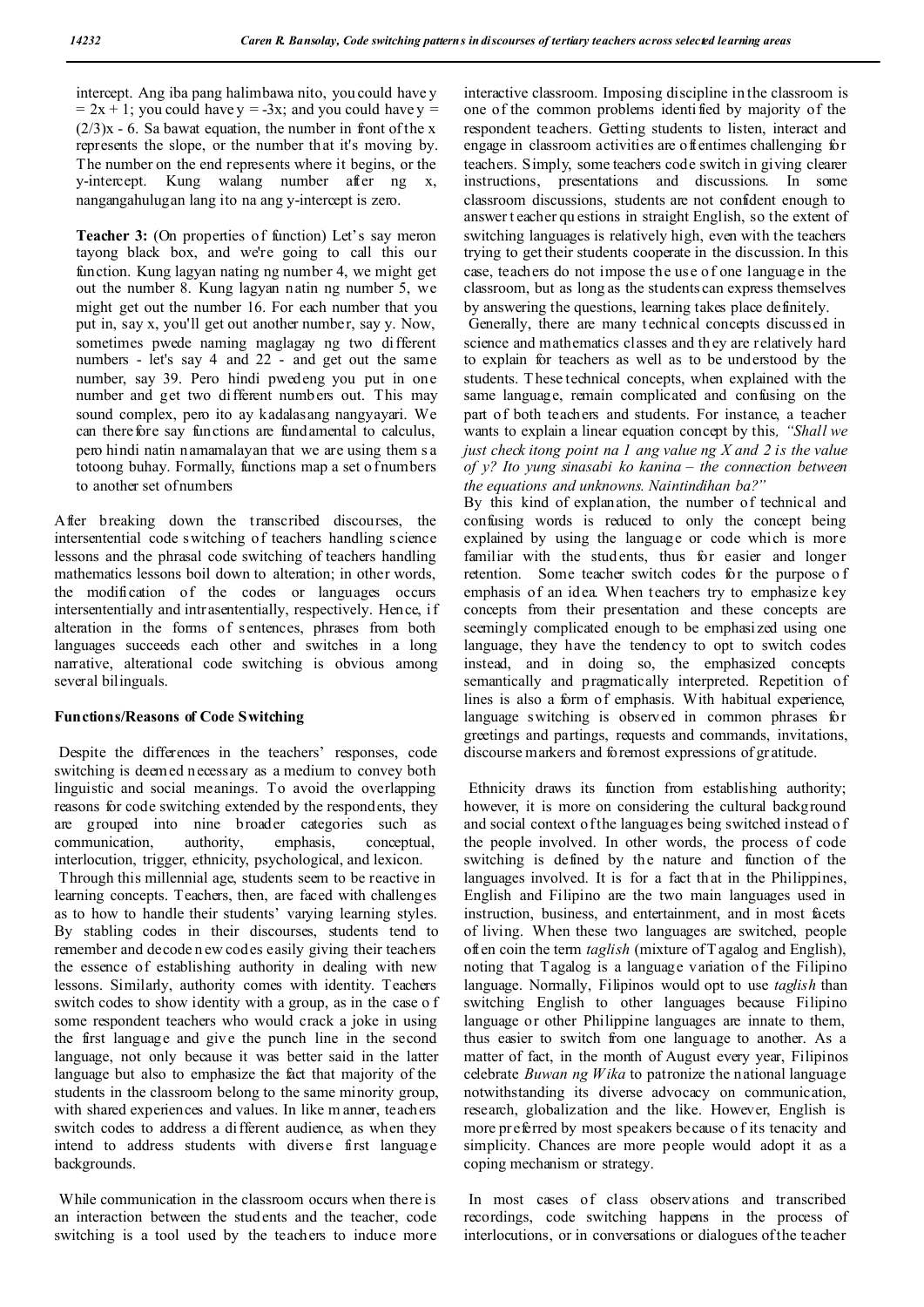intercept. Ang iba pang halimbawa nito, you could have $y = 2x + 1$; you could have $y = -3x$; and you could have $y = (2/3)x - 6$. Sa bawat equation, the number in front of the x represents the slope, or the number that it's moving by. The number on the end represents where it begins, or the y-intercept. Kung walang number after ng x, nangangahulugan lang ito na ang y-intercept is zero.

**Teacher 3:** (On properties of function) Let's say meron tayong black box, and we're going to call this our function. Kung lagyan nating ng number 4, we might get out the number 8. Kung lagyan natin ng number 5, we might get out the number 16. For each number that you put in, say x, you'll get out another number, say y. Now, sometimes pwede naming maglagay ng two different numbers - let's say 4 and 22 - and get out the same number, say 39. Pero hindi pwedeng you put in one number and get two different numbers out. This may sound complex, pero ito ay kadalasang nangyayari. We can therefore say functions are fundamental to calculus, pero hindi natin namamalayan that we are using them sa totoong buhay. Formally, functions map a set of numbers to another set of numbers

After breaking down the transcribed discourses, the intersentential code switching of teachers handling science lessons and the phrasal code switching of teachers handling mathematics lessons boil down to alteration; in other words, the modification of the codes or languages occurs intersententially and intrasententially, respectively. Hence, if alteration in the forms of sentences, phrases from both languages succeeds each other and switches in a long narrative, alterational code switching is obvious among several bilinguals.

### Functions/Reasons of Code Switching

Despite the differences in the teachers' responses, code switching is deemed necessary as a medium to convey both linguistic and social meanings. To avoid the overlapping reasons for code switching extended by the respondents, they are grouped into nine broader categories such as communication, authority, emphasis, conceptual, interlocution, trigger, ethnicity, psychological, and lexicon.

Through this millennial age, students seem to be reactive in learning concepts. Teachers, then, are faced with challenges as to how to handle their students' varying learning styles. By stabling codes in their discourses, students tend to remember and decode new codes easily giving their teachers the essence of establishing authority in dealing with new lessons. Similarly, authority comes with identity. Teachers switch codes to show identity with a group, as in the case of some respondent teachers who would crack a joke in using the first language and give the punch line in the second language, not only because it was better said in the latter language but also to emphasize the fact that majority of the students in the classroom belong to the same minority group, with shared experiences and values. In like manner, teachers switch codes to address a different audience, as when they intend to address students with diverse first language backgrounds.

While communication in the classroom occurs when there is an interaction between the students and the teacher, code switching is a tool used by the teachers to induce more interactive classroom. Imposing discipline in the classroom is one of the common problems identified by majority of the respondent teachers. Getting students to listen, interact and engage in classroom activities are oftentimes challenging for teachers. Simply, some teachers code switch in giving clearer instructions, presentations and discussions. In some classroom discussions, students are not confident enough to answer teacher questions in straight English, so the extent of switching languages is relatively high, even with the teachers trying to get their students cooperate in the discussion. In this case, teachers do not impose the use of one language in the classroom, but as long as the students can express themselves by answering the questions, learning takes place definitely.

Generally, there are many technical concepts discussed in science and mathematics classes and they are relatively hard to explain for teachers as well as to be understood by the students. These technical concepts, when explained with the same language, remain complicated and confusing on the part of both teachers and students. For instance, a teacher wants to explain a linear equation concept by this, *"Shall we just check itong point na 1 ang value ng X and 2 is the value of y? Ito yung sinasabi ko kanina – the connection between the equations and unknowns. Naintindihan ba?"*

By this kind of explanation, the number of technical and confusing words is reduced to only the concept being explained by using the language or code which is more familiar with the students, thus for easier and longer retention. Some teacher switch codes for the purpose of emphasis of an idea. When teachers try to emphasize key concepts from their presentation and these concepts are seemingly complicated enough to be emphasized using one language, they have the tendency to opt to switch codes instead, and in doing so, the emphasized concepts semantically and pragmatically interpreted. Repetition of lines is also a form of emphasis. With habitual experience, language switching is observed in common phrases for greetings and partings, requests and commands, invitations, discourse markers and foremost expressions of gratitude.

Ethnicity draws its function from establishing authority; however, it is more on considering the cultural background and social context of the languages being switched instead of the people involved. In other words, the process of code switching is defined by the nature and function of the languages involved. It is for a fact that in the Philippines, English and Filipino are the two main languages used in instruction, business, and entertainment, and in most facets of living. When these two languages are switched, people often coin the term *taglish* (mixture of Tagalog and English), noting that Tagalog is a language variation of the Filipino language. Normally, Filipinos would opt to use *taglish* than switching English to other languages because Filipino language or other Philippine languages are innate to them, thus easier to switch from one language to another. As a matter of fact, in the month of August every year, Filipinos celebrate *Buwan ng Wika* to patronize the national language notwithstanding its diverse advocacy on communication, research, globalization and the like. However, English is more preferred by most speakers because of its tenacity and simplicity. Chances are more people would adopt it as a coping mechanism or strategy.

In most cases of class observations and transcribed recordings, code switching happens in the process of interlocutions, or in conversations or dialogues of the teacher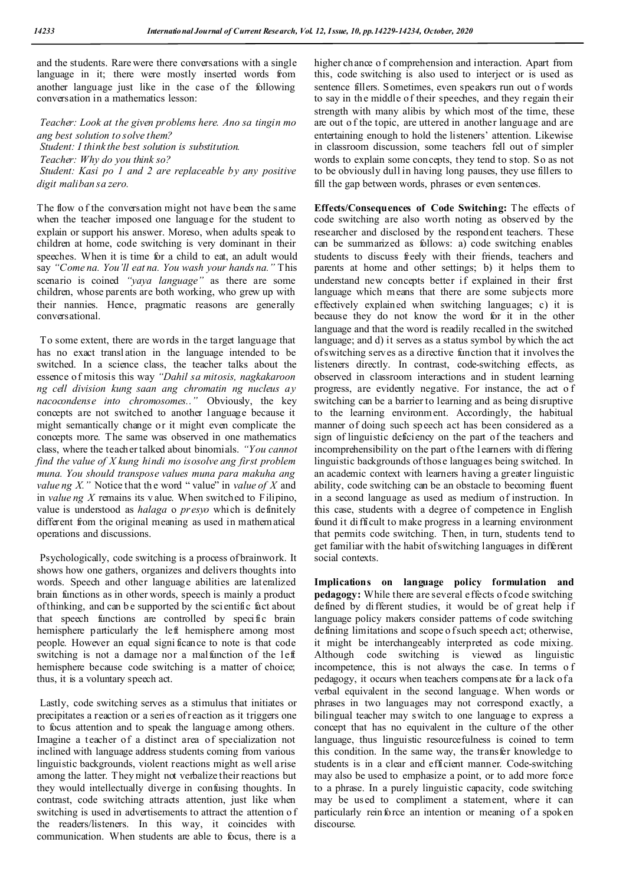and the students. Rare were there conversations with a single language in it; there were mostly inserted words from another language just like in the case of the following conversation in a mathematics lesson:

*Teacher: Look at the given problems here. Ano sa tingin mo ang best solution to solve them?*
*Student: I think the best solution is substitution.*
*Teacher: Why do you think so?*
*Student: Kasi po 1 and 2 are replaceable by any positive digit maliban sa zero.*

The flow of the conversation might not have been the same when the teacher imposed one language for the student to explain or support his answer. Moreso, when adults speak to children at home, code switching is very dominant in their speeches. When it is time for a child to eat, an adult would say *"Come na. You'll eat na. You wash your hands na."* This scenario is coined *"yaya language"* as there are some children, whose parents are both working, who grew up with their nannies. Hence, pragmatic reasons are generally conversational.

To some extent, there are words in the target language that has no exact translation in the language intended to be switched. In a science class, the teacher talks about the essence of mitosis this way *"Dahil sa mitosis, nagkakaroon ng cell division kung saan ang chromatin ng nucleus ay nacocondense into chromosomes.."* Obviously, the key concepts are not switched to another language because it might semantically change or it might even complicate the concepts more. The same was observed in one mathematics class, where the teacher talked about binomials. *"You cannot find the value of X kung hindi mo isosolve ang first problem muna. You should transpose values muna para makuha ang value ng X."* Notice that the word " value" in *value of X* and in *value ng X* remains its value. When switched to Filipino, value is understood as *halaga* o *presyo* which is definitely different from the original meaning as used in mathematical operations and discussions.

Psychologically, code switching is a process of brainwork. It shows how one gathers, organizes and delivers thoughts into words. Speech and other language abilities are lateralized brain functions as in other words, speech is mainly a product of thinking, and can be supported by the scientific fact about that speech functions are controlled by specific brain hemisphere particularly the left hemisphere among most people. However an equal significance to note is that code switching is not a damage nor a malfunction of the left hemisphere because code switching is a matter of choice; thus, it is a voluntary speech act.

Lastly, code switching serves as a stimulus that initiates or precipitates a reaction or a series of reaction as it triggers one to focus attention and to speak the language among others. Imagine a teacher of a distinct area of specialization not inclined with language address students coming from various linguistic backgrounds, violent reactions might as well arise among the latter. They might not verbalize their reactions but they would intellectually diverge in confusing thoughts. In contrast, code switching attracts attention, just like when switching is used in advertisements to attract the attention of the readers/listeners. In this way, it coincides with communication. When students are able to focus, there is a higher chance of comprehension and interaction. Apart from this, code switching is also used to interject or is used as sentence fillers. Sometimes, even speakers run out of words to say in the middle of their speeches, and they regain their strength with many alibis by which most of the time, these are out of the topic, are uttered in another language and are entertaining enough to hold the listeners' attention. Likewise in classroom discussion, some teachers fell out of simpler words to explain some concepts, they tend to stop. So as not to be obviously dull in having long pauses, they use fillers to fill the gap between words, phrases or even sentences.

**Effects/Consequences of Code Switching:** The effects of code switching are also worth noting as observed by the researcher and disclosed by the respondent teachers. These can be summarized as follows: a) code switching enables students to discuss freely with their friends, teachers and parents at home and other settings; b) it helps them to understand new concepts better if explained in their first language which means that there are some subjects more effectively explained when switching languages; c) it is because they do not know the word for it in the other language and that the word is readily recalled in the switched language; and d) it serves as a status symbol by which the act of switching serves as a directive function that it involves the listeners directly. In contrast, code-switching effects, as observed in classroom interactions and in student learning progress, are evidently negative. For instance, the act of switching can be a barrier to learning and as being disruptive to the learning environment. Accordingly, the habitual manner of doing such speech act has been considered as a sign of linguistic deficiency on the part of the teachers and incomprehensibility on the part of the learners with differing linguistic backgrounds of those languages being switched. In an academic context with learners having a greater linguistic ability, code switching can be an obstacle to becoming fluent in a second language as used as medium of instruction. In this case, students with a degree of competence in English found it difficult to make progress in a learning environment that permits code switching. Then, in turn, students tend to get familiar with the habit of switching languages in different social contexts.

**Implications on language policy formulation and pedagogy:** While there are several effects of code switching defined by different studies, it would be of great help if language policy makers consider patterns of code switching defining limitations and scope of such speech act; otherwise, it might be interchangeably interpreted as code mixing. Although code switching is viewed as linguistic incompetence, this is not always the case. In terms of pedagogy, it occurs when teachers compensate for a lack of a verbal equivalent in the second language. When words or phrases in two languages may not correspond exactly, a bilingual teacher may switch to one language to express a concept that has no equivalent in the culture of the other language, thus linguistic resourcefulness is coined to term this condition. In the same way, the transfer knowledge to students is in a clear and efficient manner. Code-switching may also be used to emphasize a point, or to add more force to a phrase. In a purely linguistic capacity, code switching may be used to compliment a statement, where it can particularly reinforce an intention or meaning of a spoken discourse.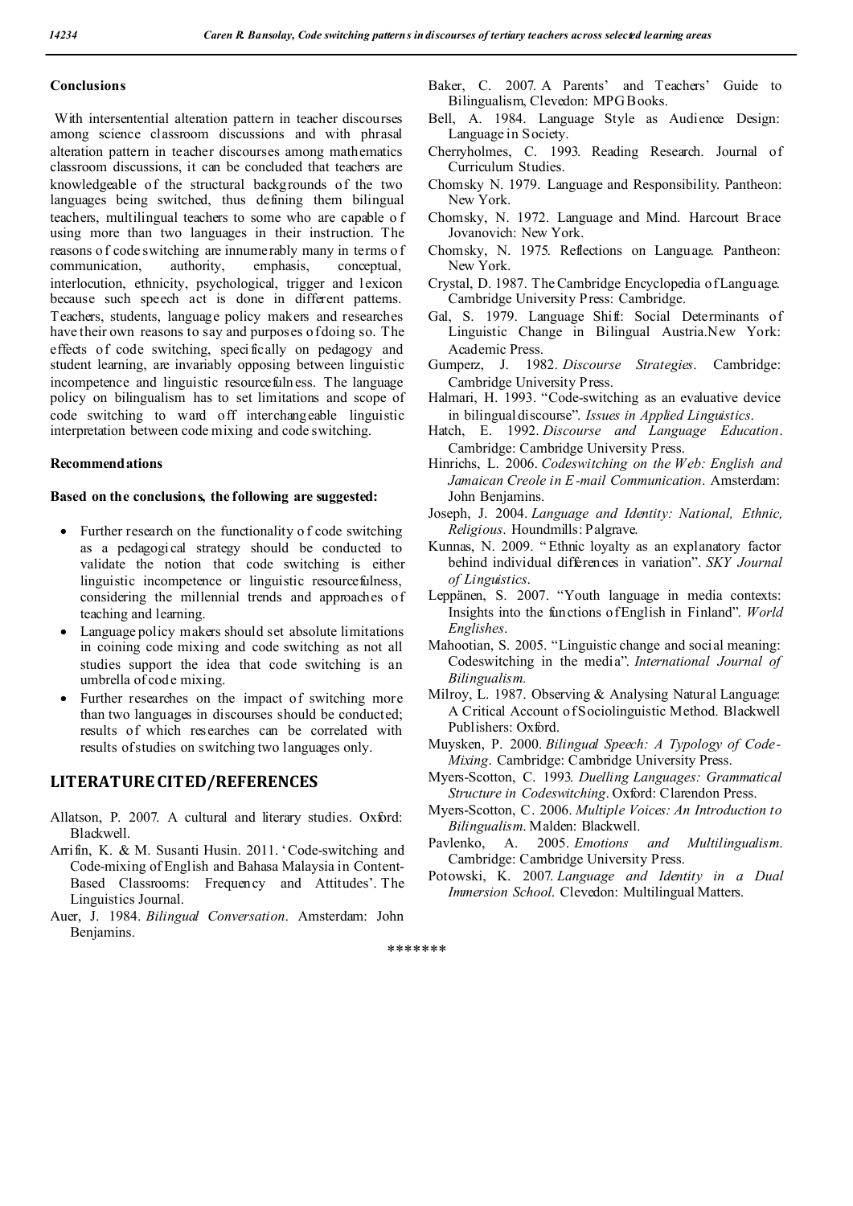## Conclusions

With intersentential alteration pattern in teacher discourses among science classroom discussions and with phrasal alteration pattern in teacher discourses among mathematics classroom discussions, it can be concluded that teachers are knowledgeable of the structural backgrounds of the two languages being switched, thus defining them bilingual teachers, multilingual teachers to some who are capable of using more than two languages in their instruction. The reasons of code switching are innumerably many in terms of communication, authority, emphasis, conceptual, interlocution, ethnicity, psychological, trigger and lexicon because such speech act is done in different patterns. Teachers, students, language policy makers and researches have their own reasons to say and purposes of doing so. The effects of code switching, specifically on pedagogy and student learning, are invariably opposing between linguistic incompetence and linguistic resourcefulness. The language policy on bilingualism has to set limitations and scope of code switching to ward off interchangeable linguistic interpretation between code mixing and code switching.

## Recommendations

**Based on the conclusions, the following are suggested:**

- Further research on the functionality of code switching as a pedagogical strategy should be conducted to validate the notion that code switching is either linguistic incompetence or linguistic resourcefulness, considering the millennial trends and approaches of teaching and learning.
- Language policy makers should set absolute limitations in coining code mixing and code switching as not all studies support the idea that code switching is an umbrella of code mixing.
- Further researches on the impact of switching more than two languages in discourses should be conducted; results of which researches can be correlated with results of studies on switching two languages only.

## LITERATURE CITED/REFERENCES

Allatson, P. 2007. A cultural and literary studies. Oxford: Blackwell.

Arrifin, K. & M. Susanti Husin. 2011. 'Code-switching and Code-mixing of English and Bahasa Malaysia in Content-Based Classrooms: Frequency and Attitudes'. The Linguistics Journal.

Auer, J. 1984. *Bilingual Conversation*. Amsterdam: John Benjamins.

Baker, C. 2007. A Parents' and Teachers' Guide to Bilingualism, Clevedon: MPG Books.

Bell, A. 1984. Language Style as Audience Design: Language in Society.

Cherryholmes, C. 1993. Reading Research. Journal of Curriculum Studies.

Chomsky N. 1979. Language and Responsibility. Pantheon: New York.

Chomsky, N. 1972. Language and Mind. Harcourt Brace Jovanovich: New York.

Chomsky, N. 1975. Reflections on Language. Pantheon: New York.

Crystal, D. 1987. The Cambridge Encyclopedia of Language. Cambridge University Press: Cambridge.

Gal, S. 1979. Language Shift: Social Determinants of Linguistic Change in Bilingual Austria.New York: Academic Press.

Gumperz, J. 1982. *Discourse Strategies*. Cambridge: Cambridge University Press.

Halmari, H. 1993. "Code-switching as an evaluative device in bilingual discourse". *Issues in Applied Linguistics*.

Hatch, E. 1992. *Discourse and Language Education*. Cambridge: Cambridge University Press.

Hinrichs, L. 2006. *Codeswitching on the Web: English and Jamaican Creole in E-mail Communication*. Amsterdam: John Benjamins.

Joseph, J. 2004. *Language and Identity: National, Ethnic, Religious*. Houndmills: Palgrave.

Kunnas, N. 2009. "Ethnic loyalty as an explanatory factor behind individual differences in variation". *SKY Journal of Linguistics*.

Leppänen, S. 2007. "Youth language in media contexts: Insights into the functions of English in Finland". *World Englishes*.

Mahootian, S. 2005. "Linguistic change and social meaning: Codeswitching in the media". *International Journal of Bilingualism.*

Milroy, L. 1987. Observing & Analysing Natural Language: A Critical Account of Sociolinguistic Method. Blackwell Publishers: Oxford.

Muysken, P. 2000. *Bilingual Speech: A Typology of Code-Mixing*. Cambridge: Cambridge University Press.

Myers-Scotton, C. 1993. *Duelling Languages: Grammatical Structure in Codeswitching*. Oxford: Clarendon Press.

Myers-Scotton, C. 2006. *Multiple Voices: An Introduction to Bilingualism*. Malden: Blackwell.

Pavlenko, A. 2005. *Emotions and Multilingualism*. Cambridge: Cambridge University Press.

Potowski, K. 2007. *Language and Identity in a Dual Immersion School*. Clevedon: Multilingual Matters.

*******